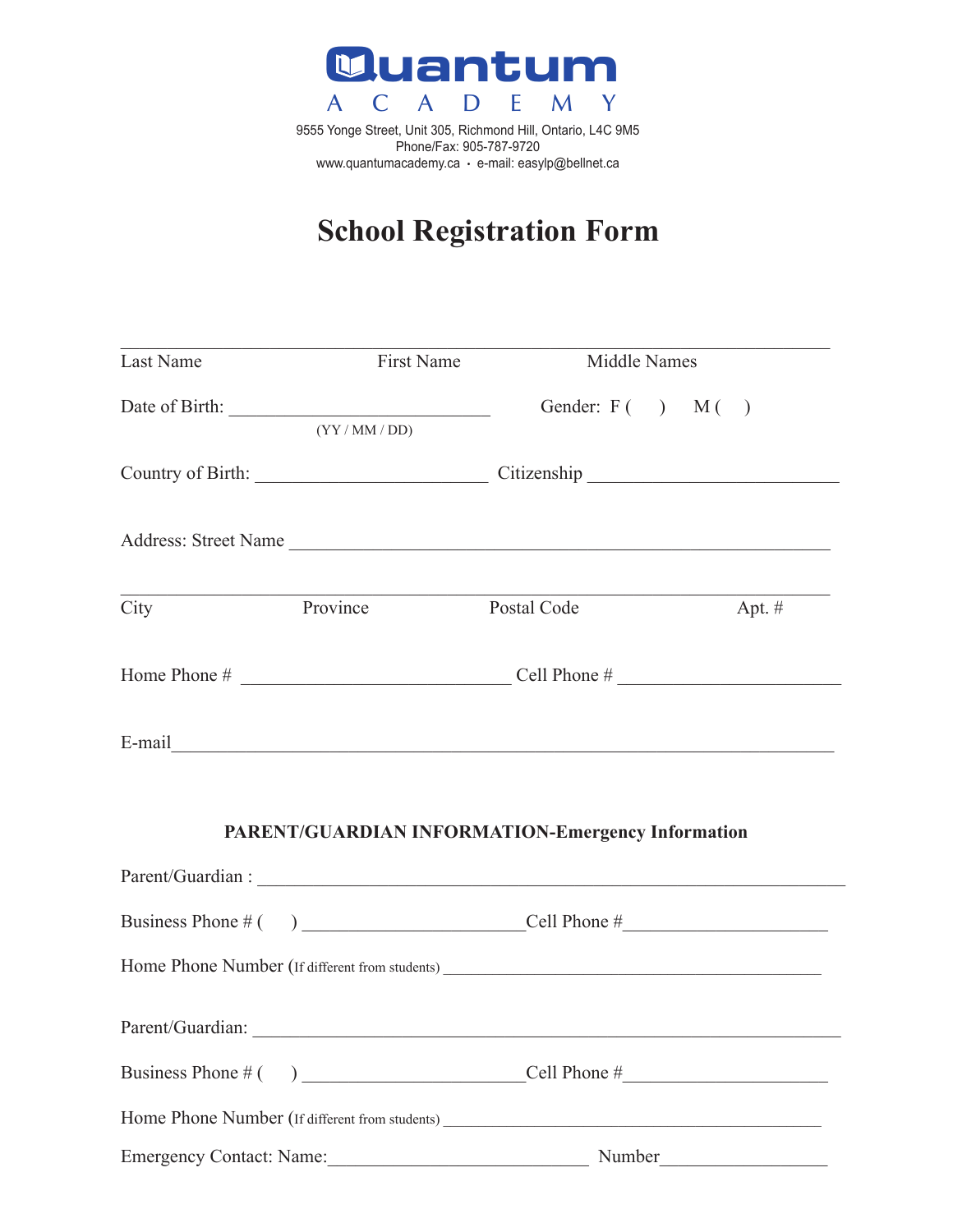# Quantum
ACADEMY

9555 Yonge Street, Unit 305, Richmond Hill, Ontario, L4C 9M5
Phone/Fax: 905-787-9720
www.quantumacademy.ca • e-mail: easylp@bellnet.ca

## School Registration Form

_______________________________________________________________

Last Name          First Name          Middle Names

Date of Birth: ___________________________          Gender: F (   )    M (   )
(YY / MM / DD)

Country of Birth: ________________________ Citizenship ________________________

Address: Street Name _______________________________________________________

_______________________________________________________________

City          Province          Postal Code          Apt. #

Home Phone # __________________________ Cell Phone # ______________________

E-mail______________________________________________________________

### PARENT/GUARDIAN INFORMATION-Emergency Information

Parent/Guardian : ___________________________________________________________

Business Phone # (    ) _______________________Cell Phone #____________________

Home Phone Number (If different from students) ________________________________________

Parent/Guardian: ___________________________________________________________

Business Phone # (    ) _______________________Cell Phone #____________________

Home Phone Number (If different from students) ________________________________________

Emergency Contact: Name:___________________________ Number_________________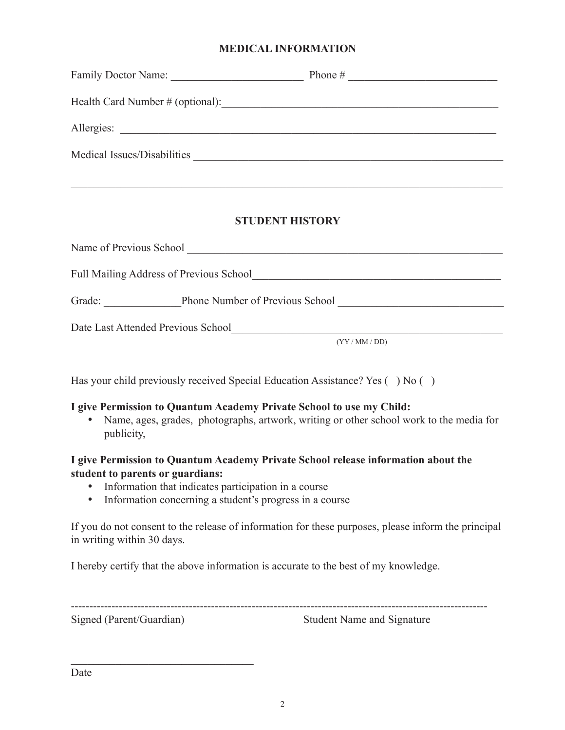## MEDICAL INFORMATION

Family Doctor Name: ________________________ Phone # ___________________________

Health Card Number # (optional):___________________________________________________

Allergies: _______________________________________________________________________

Medical Issues/Disabilities _________________________________________________________

_________________________________________________________________________________

## STUDENT HISTORY

Name of Previous School __________________________________________________________

Full Mailing Address of Previous School_______________________________________________

Grade: ______________Phone Number of Previous School ______________________________

Date Last Attended Previous School___________________________________________________
(YY / MM / DD)

Has your child previously received Special Education Assistance? Yes ( ) No ( )

**I give Permission to Quantum Academy Private School to use my Child:**

- Name, ages, grades, photographs, artwork, writing or other school work to the media for publicity,

**I give Permission to Quantum Academy Private School release information about the student to parents or guardians:**

- Information that indicates participation in a course
- Information concerning a student's progress in a course

If you do not consent to the release of information for these purposes, please inform the principal in writing within 30 days.

I hereby certify that the above information is accurate to the best of my knowledge.

---------------------------------------------------------------------------------------------------------------

Signed (Parent/Guardian) Student Name and Signature

_________________________________

Date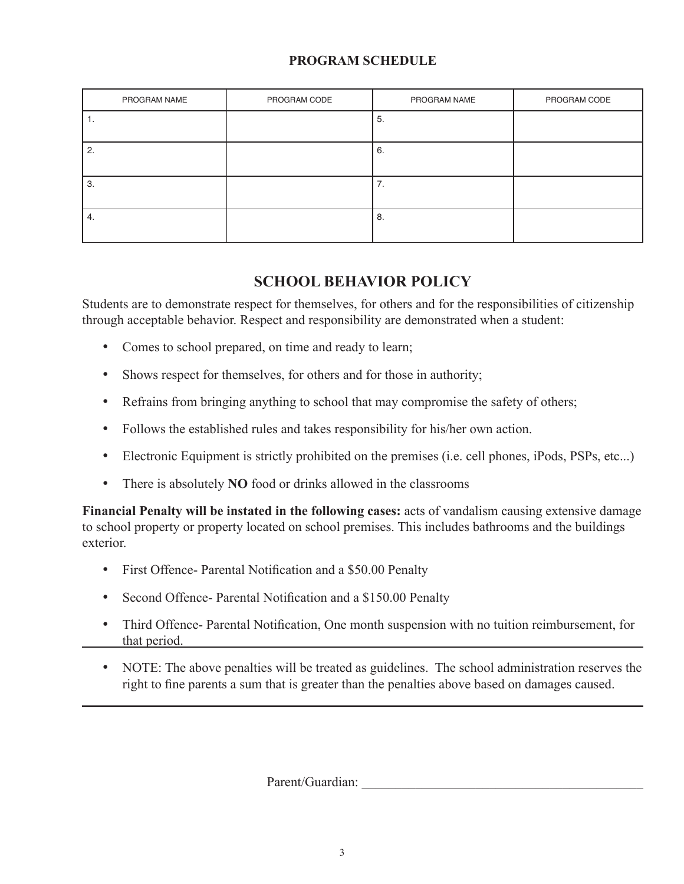## PROGRAM SCHEDULE

| PROGRAM NAME | PROGRAM CODE | PROGRAM NAME | PROGRAM CODE |
|---|---|---|---|
| 1. | | 5. | |
| 2. | | 6. | |
| 3. | | 7. | |
| 4. | | 8. | |

# SCHOOL BEHAVIOR POLICY

Students are to demonstrate respect for themselves, for others and for the responsibilities of citizenship through acceptable behavior. Respect and responsibility are demonstrated when a student:

- Comes to school prepared, on time and ready to learn;
- Shows respect for themselves, for others and for those in authority;
- Refrains from bringing anything to school that may compromise the safety of others;
- Follows the established rules and takes responsibility for his/her own action.
- Electronic Equipment is strictly prohibited on the premises (i.e. cell phones, iPods, PSPs, etc...)
- There is absolutely **NO** food or drinks allowed in the classrooms

**Financial Penalty will be instated in the following cases:** acts of vandalism causing extensive damage to school property or property located on school premises. This includes bathrooms and the buildings exterior.

- First Offence- Parental Notification and a $50.00 Penalty
- Second Offence- Parental Notification and a $150.00 Penalty
- Third Offence- Parental Notification, One month suspension with no tuition reimbursement, for that period.

---

- NOTE: The above penalties will be treated as guidelines. The school administration reserves the right to fine parents a sum that is greater than the penalties above based on damages caused.

---

Parent/Guardian: ___________________________________________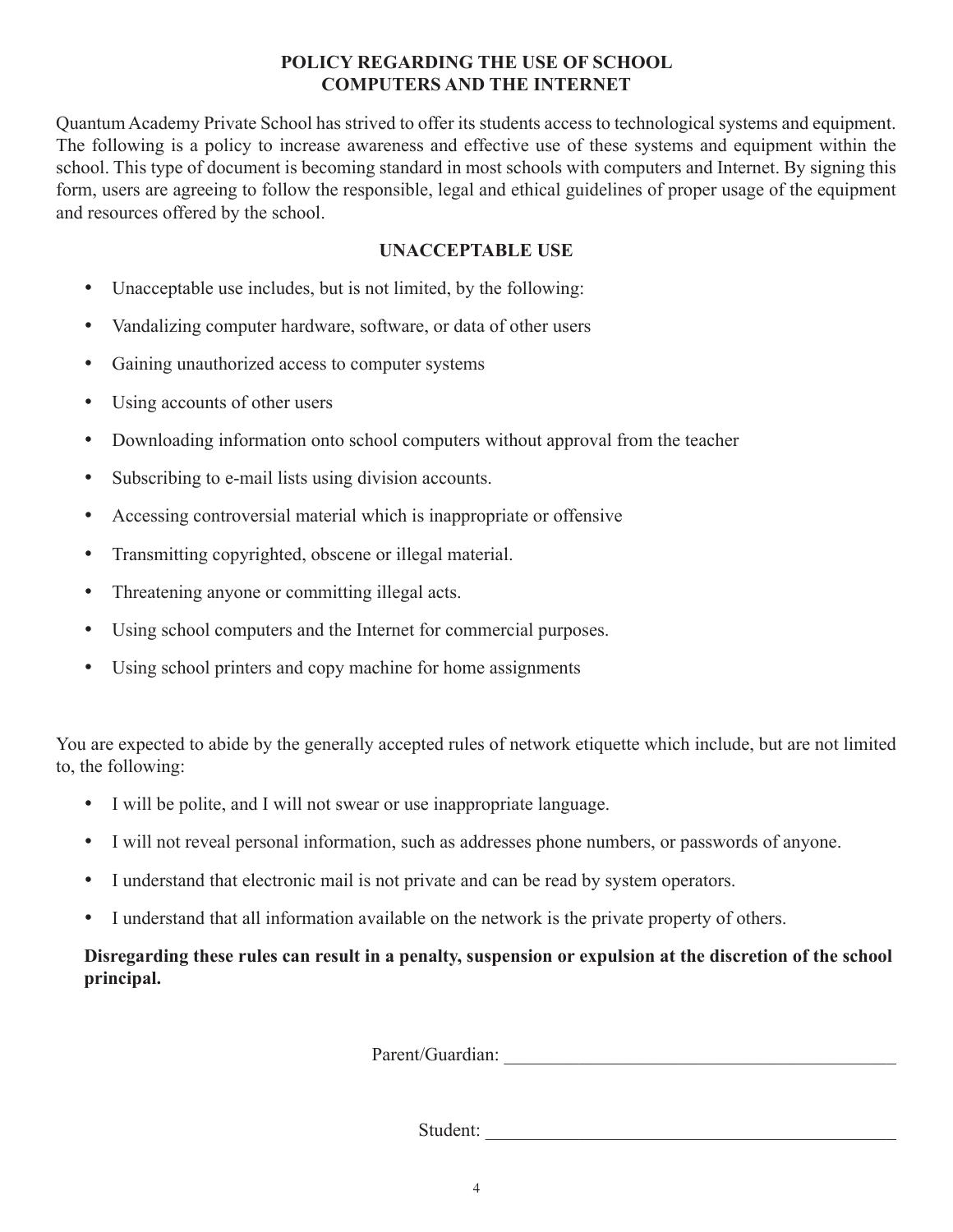## POLICY REGARDING THE USE OF SCHOOL COMPUTERS AND THE INTERNET

Quantum Academy Private School has strived to offer its students access to technological systems and equipment. The following is a policy to increase awareness and effective use of these systems and equipment within the school. This type of document is becoming standard in most schools with computers and Internet. By signing this form, users are agreeing to follow the responsible, legal and ethical guidelines of proper usage of the equipment and resources offered by the school.

### UNACCEPTABLE USE

- Unacceptable use includes, but is not limited, by the following:
- Vandalizing computer hardware, software, or data of other users
- Gaining unauthorized access to computer systems
- Using accounts of other users
- Downloading information onto school computers without approval from the teacher
- Subscribing to e-mail lists using division accounts.
- Accessing controversial material which is inappropriate or offensive
- Transmitting copyrighted, obscene or illegal material.
- Threatening anyone or committing illegal acts.
- Using school computers and the Internet for commercial purposes.
- Using school printers and copy machine for home assignments

You are expected to abide by the generally accepted rules of network etiquette which include, but are not limited to, the following:

- I will be polite, and I will not swear or use inappropriate language.
- I will not reveal personal information, such as addresses phone numbers, or passwords of anyone.
- I understand that electronic mail is not private and can be read by system operators.
- I understand that all information available on the network is the private property of others.

**Disregarding these rules can result in a penalty, suspension or expulsion at the discretion of the school principal.**

Parent/Guardian: ____________________________________________

Student: ____________________________________________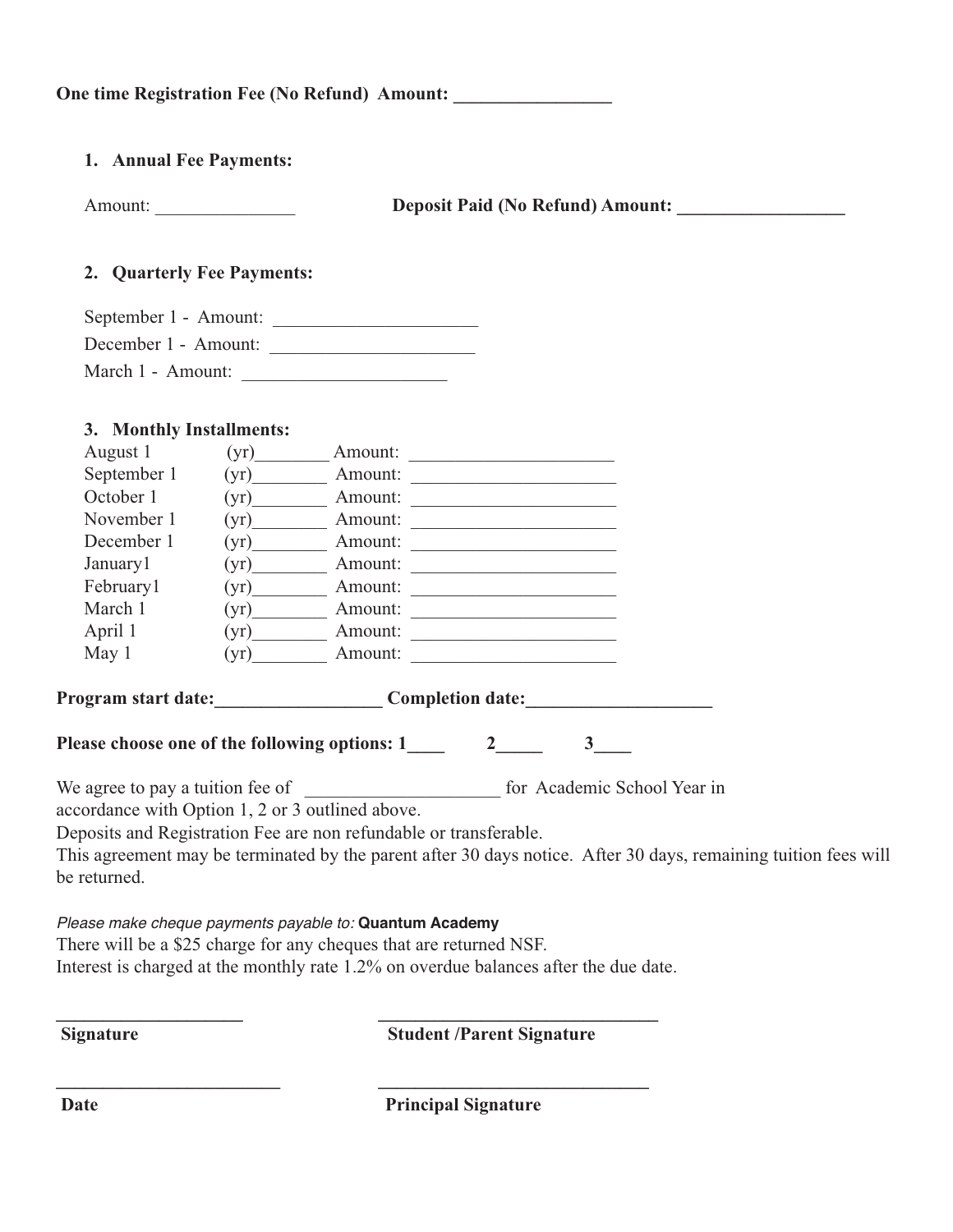**One time Registration Fee (No Refund) Amount: _________________**

1. **Annual Fee Payments:**

   Amount: _______________ **Deposit Paid (No Refund) Amount: __________________**

2. **Quarterly Fee Payments:**

   September 1 - Amount: ______________________
   December 1 - Amount: ______________________
   March 1 - Amount: ______________________

3. **Monthly Installments:**

| | | |
|---|---|---|
| August 1 | (yr)________ | Amount: ______________________ |
| September 1 | (yr)________ | Amount: ______________________ |
| October 1 | (yr)________ | Amount: ______________________ |
| November 1 | (yr)________ | Amount: ______________________ |
| December 1 | (yr)________ | Amount: ______________________ |
| January1 | (yr)________ | Amount: ______________________ |
| February1 | (yr)________ | Amount: ______________________ |
| March 1 | (yr)________ | Amount: ______________________ |
| April 1 | (yr)________ | Amount: ______________________ |
| May 1 | (yr)________ | Amount: ______________________ |

**Program start date:__________________ Completion date:____________________**

**Please choose one of the following options: 1____ 2_____ 3____**

We agree to pay a tuition fee of _____________________ for Academic School Year in accordance with Option 1, 2 or 3 outlined above.
Deposits and Registration Fee are non refundable or transferable.
This agreement may be terminated by the parent after 30 days notice. After 30 days, remaining tuition fees will be returned.

*Please make cheque payments payable to:* **Quantum Academy**
There will be a $25 charge for any cheques that are returned NSF.
Interest is charged at the monthly rate 1.2% on overdue balances after the due date.

____________________ ______________________________
**Signature** **Student /Parent Signature**

________________________ _____________________________
**Date** **Principal Signature**